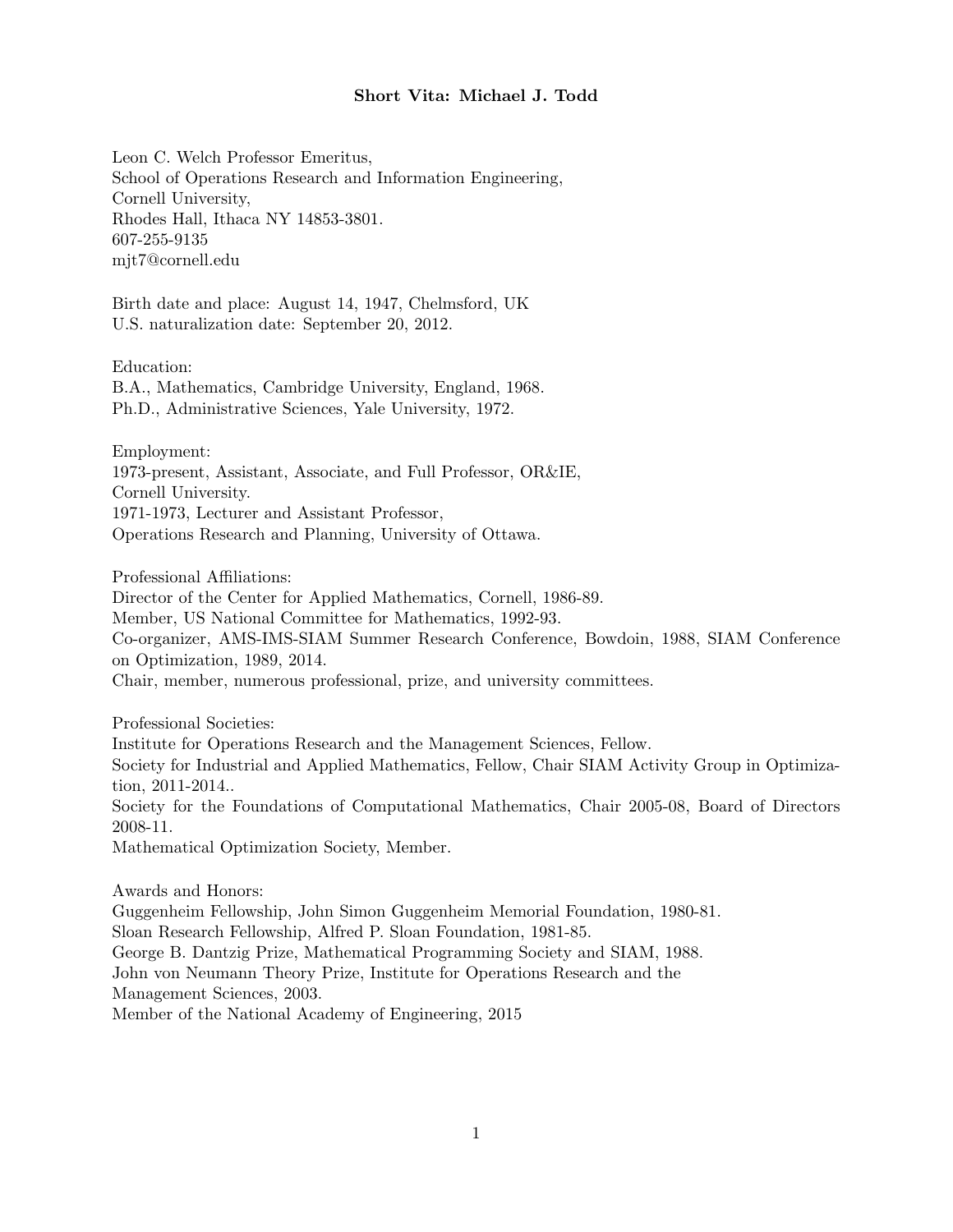# Short Vita: Michael J. Todd

Leon C. Welch Professor Emeritus,
School of Operations Research and Information Engineering,
Cornell University,
Rhodes Hall, Ithaca NY 14853-3801.
607-255-9135
mjt7@cornell.edu

Birth date and place: August 14, 1947, Chelmsford, UK
U.S. naturalization date: September 20, 2012.

Education:
B.A., Mathematics, Cambridge University, England, 1968.
Ph.D., Administrative Sciences, Yale University, 1972.

Employment:
1973-present, Assistant, Associate, and Full Professor, OR&IE,
Cornell University.
1971-1973, Lecturer and Assistant Professor,
Operations Research and Planning, University of Ottawa.

Professional Affiliations:
Director of the Center for Applied Mathematics, Cornell, 1986-89.
Member, US National Committee for Mathematics, 1992-93.
Co-organizer, AMS-IMS-SIAM Summer Research Conference, Bowdoin, 1988, SIAM Conference on Optimization, 1989, 2014.
Chair, member, numerous professional, prize, and university committees.

Professional Societies:
Institute for Operations Research and the Management Sciences, Fellow.
Society for Industrial and Applied Mathematics, Fellow, Chair SIAM Activity Group in Optimization, 2011-2014..
Society for the Foundations of Computational Mathematics, Chair 2005-08, Board of Directors 2008-11.
Mathematical Optimization Society, Member.

Awards and Honors:
Guggenheim Fellowship, John Simon Guggenheim Memorial Foundation, 1980-81.
Sloan Research Fellowship, Alfred P. Sloan Foundation, 1981-85.
George B. Dantzig Prize, Mathematical Programming Society and SIAM, 1988.
John von Neumann Theory Prize, Institute for Operations Research and the Management Sciences, 2003.
Member of the National Academy of Engineering, 2015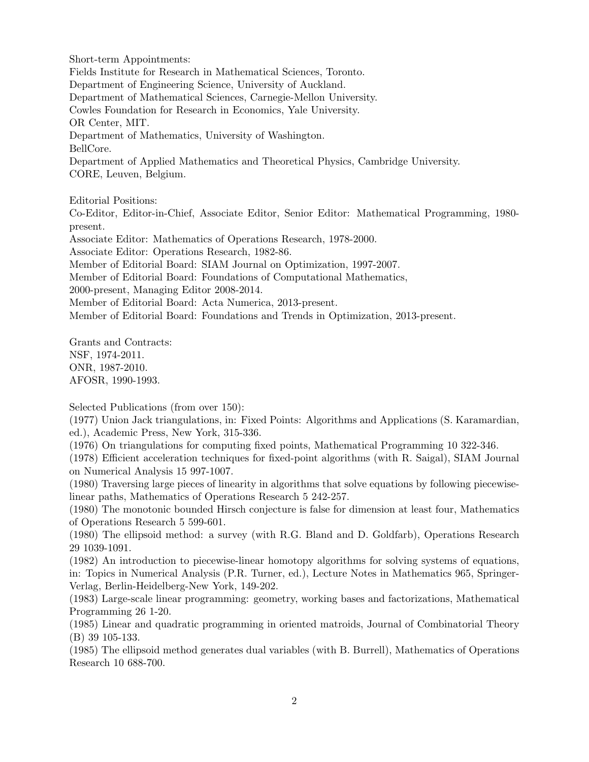Short-term Appointments:
Fields Institute for Research in Mathematical Sciences, Toronto.
Department of Engineering Science, University of Auckland.
Department of Mathematical Sciences, Carnegie-Mellon University.
Cowles Foundation for Research in Economics, Yale University.
OR Center, MIT.
Department of Mathematics, University of Washington.
BellCore.
Department of Applied Mathematics and Theoretical Physics, Cambridge University.
CORE, Leuven, Belgium.

Editorial Positions:
Co-Editor, Editor-in-Chief, Associate Editor, Senior Editor: Mathematical Programming, 1980-present.
Associate Editor: Mathematics of Operations Research, 1978-2000.
Associate Editor: Operations Research, 1982-86.
Member of Editorial Board: SIAM Journal on Optimization, 1997-2007.
Member of Editorial Board: Foundations of Computational Mathematics,
2000-present, Managing Editor 2008-2014.
Member of Editorial Board: Acta Numerica, 2013-present.
Member of Editorial Board: Foundations and Trends in Optimization, 2013-present.

Grants and Contracts:
NSF, 1974-2011.
ONR, 1987-2010.
AFOSR, 1990-1993.

Selected Publications (from over 150):
(1977) Union Jack triangulations, in: Fixed Points: Algorithms and Applications (S. Karamardian, ed.), Academic Press, New York, 315-336.
(1976) On triangulations for computing fixed points, Mathematical Programming 10 322-346.
(1978) Efficient acceleration techniques for fixed-point algorithms (with R. Saigal), SIAM Journal on Numerical Analysis 15 997-1007.
(1980) Traversing large pieces of linearity in algorithms that solve equations by following piecewise-linear paths, Mathematics of Operations Research 5 242-257.
(1980) The monotonic bounded Hirsch conjecture is false for dimension at least four, Mathematics of Operations Research 5 599-601.
(1980) The ellipsoid method: a survey (with R.G. Bland and D. Goldfarb), Operations Research 29 1039-1091.
(1982) An introduction to piecewise-linear homotopy algorithms for solving systems of equations, in: Topics in Numerical Analysis (P.R. Turner, ed.), Lecture Notes in Mathematics 965, Springer-Verlag, Berlin-Heidelberg-New York, 149-202.
(1983) Large-scale linear programming: geometry, working bases and factorizations, Mathematical Programming 26 1-20.
(1985) Linear and quadratic programming in oriented matroids, Journal of Combinatorial Theory (B) 39 105-133.
(1985) The ellipsoid method generates dual variables (with B. Burrell), Mathematics of Operations Research 10 688-700.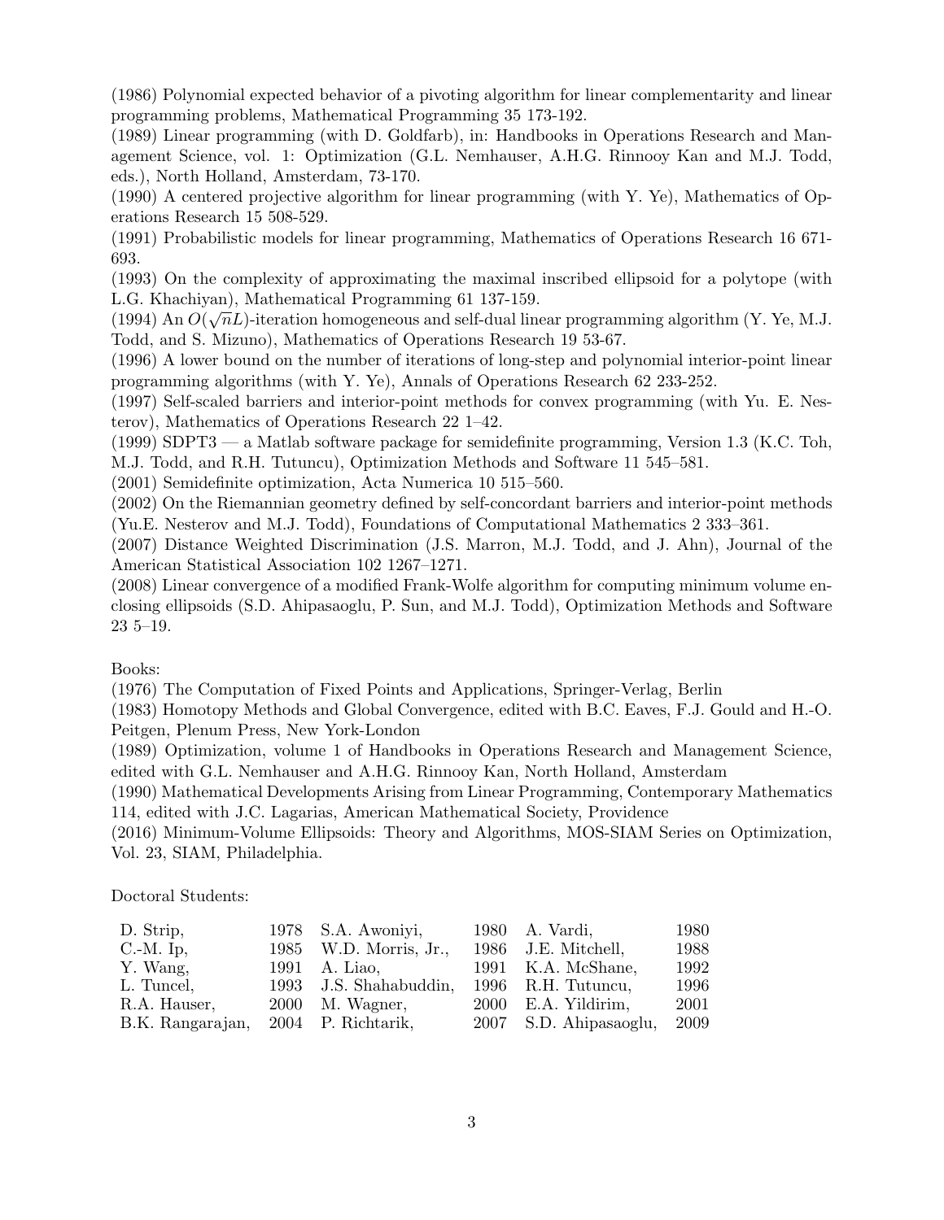(1986) Polynomial expected behavior of a pivoting algorithm for linear complementarity and linear programming problems, Mathematical Programming 35 173-192.

(1989) Linear programming (with D. Goldfarb), in: Handbooks in Operations Research and Management Science, vol. 1: Optimization (G.L. Nemhauser, A.H.G. Rinnooy Kan and M.J. Todd, eds.), North Holland, Amsterdam, 73-170.

(1990) A centered projective algorithm for linear programming (with Y. Ye), Mathematics of Operations Research 15 508-529.

(1991) Probabilistic models for linear programming, Mathematics of Operations Research 16 671-693.

(1993) On the complexity of approximating the maximal inscribed ellipsoid for a polytope (with L.G. Khachiyan), Mathematical Programming 61 137-159.

(1994) An $O(\sqrt{n}L)$-iteration homogeneous and self-dual linear programming algorithm (Y. Ye, M.J. Todd, and S. Mizuno), Mathematics of Operations Research 19 53-67.

(1996) A lower bound on the number of iterations of long-step and polynomial interior-point linear programming algorithms (with Y. Ye), Annals of Operations Research 62 233-252.

(1997) Self-scaled barriers and interior-point methods for convex programming (with Yu. E. Nesterov), Mathematics of Operations Research 22 1–42.

(1999) SDPT3 — a Matlab software package for semidefinite programming, Version 1.3 (K.C. Toh, M.J. Todd, and R.H. Tutuncu), Optimization Methods and Software 11 545–581.

(2001) Semidefinite optimization, Acta Numerica 10 515–560.

(2002) On the Riemannian geometry defined by self-concordant barriers and interior-point methods (Yu.E. Nesterov and M.J. Todd), Foundations of Computational Mathematics 2 333–361.

(2007) Distance Weighted Discrimination (J.S. Marron, M.J. Todd, and J. Ahn), Journal of the American Statistical Association 102 1267–1271.

(2008) Linear convergence of a modified Frank-Wolfe algorithm for computing minimum volume enclosing ellipsoids (S.D. Ahipasaoglu, P. Sun, and M.J. Todd), Optimization Methods and Software 23 5–19.

Books:

(1976) The Computation of Fixed Points and Applications, Springer-Verlag, Berlin

(1983) Homotopy Methods and Global Convergence, edited with B.C. Eaves, F.J. Gould and H.-O. Peitgen, Plenum Press, New York-London

(1989) Optimization, volume 1 of Handbooks in Operations Research and Management Science, edited with G.L. Nemhauser and A.H.G. Rinnooy Kan, North Holland, Amsterdam

(1990) Mathematical Developments Arising from Linear Programming, Contemporary Mathematics 114, edited with J.C. Lagarias, American Mathematical Society, Providence

(2016) Minimum-Volume Ellipsoids: Theory and Algorithms, MOS-SIAM Series on Optimization, Vol. 23, SIAM, Philadelphia.

Doctoral Students:

| | | | | | |
|---|---|---|---|---|---|
| D. Strip, | 1978 | S.A. Awoniyi, | 1980 | A. Vardi, | 1980 |
| C.-M. Ip, | 1985 | W.D. Morris, Jr., | 1986 | J.E. Mitchell, | 1988 |
| Y. Wang, | 1991 | A. Liao, | 1991 | K.A. McShane, | 1992 |
| L. Tuncel, | 1993 | J.S. Shahabuddin, | 1996 | R.H. Tutuncu, | 1996 |
| R.A. Hauser, | 2000 | M. Wagner, | 2000 | E.A. Yildirim, | 2001 |
| B.K. Rangarajan, | 2004 | P. Richtarik, | 2007 | S.D. Ahipasaoglu, | 2009 |